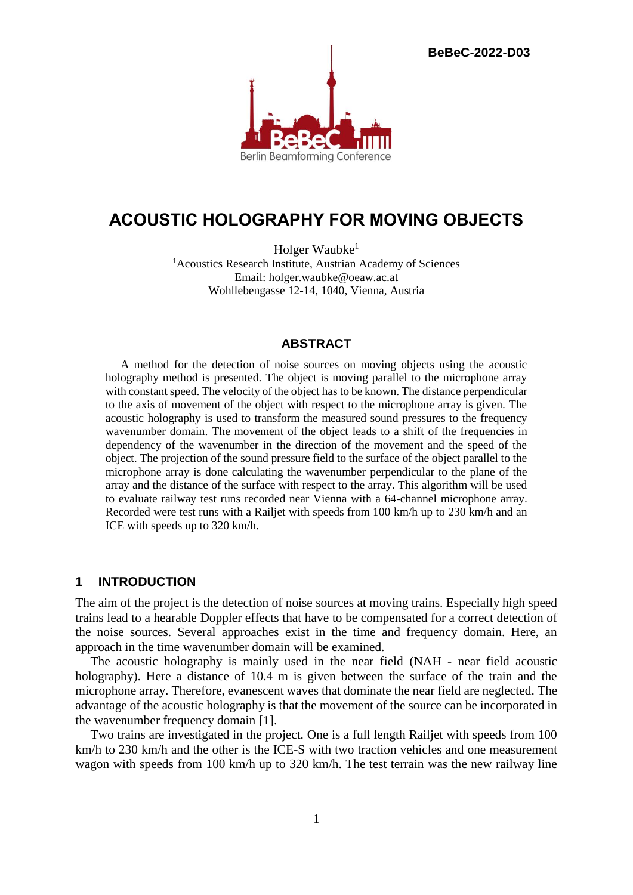BeBeC-2022-D03

# ACOUSTIC HOLOGRAPHY FOR MOVING OBJECTS

Holger Waubke[1]
[1]Acoustics Research Institute, Austrian Academy of Sciences
Email: holger.waubke@oeaw.ac.at
Wohllebengasse 12-14, 1040, Vienna, Austria

## ABSTRACT

A method for the detection of noise sources on moving objects using the acoustic holography method is presented. The object is moving parallel to the microphone array with constant speed. The velocity of the object has to be known. The distance perpendicular to the axis of movement of the object with respect to the microphone array is given. The acoustic holography is used to transform the measured sound pressures to the frequency wavenumber domain. The movement of the object leads to a shift of the frequencies in dependency of the wavenumber in the direction of the movement and the speed of the object. The projection of the sound pressure field to the surface of the object parallel to the microphone array is done calculating the wavenumber perpendicular to the plane of the array and the distance of the surface with respect to the array. This algorithm will be used to evaluate railway test runs recorded near Vienna with a 64-channel microphone array. Recorded were test runs with a Railjet with speeds from 100 km/h up to 230 km/h and an ICE with speeds up to 320 km/h.

## 1 INTRODUCTION

The aim of the project is the detection of noise sources at moving trains. Especially high speed trains lead to a hearable Doppler effects that have to be compensated for a correct detection of the noise sources. Several approaches exist in the time and frequency domain. Here, an approach in the time wavenumber domain will be examined.

The acoustic holography is mainly used in the near field (NAH - near field acoustic holography). Here a distance of 10.4 m is given between the surface of the train and the microphone array. Therefore, evanescent waves that dominate the near field are neglected. The advantage of the acoustic holography is that the movement of the source can be incorporated in the wavenumber frequency domain [1].

Two trains are investigated in the project. One is a full length Railjet with speeds from 100 km/h to 230 km/h and the other is the ICE-S with two traction vehicles and one measurement wagon with speeds from 100 km/h up to 320 km/h. The test terrain was the new railway line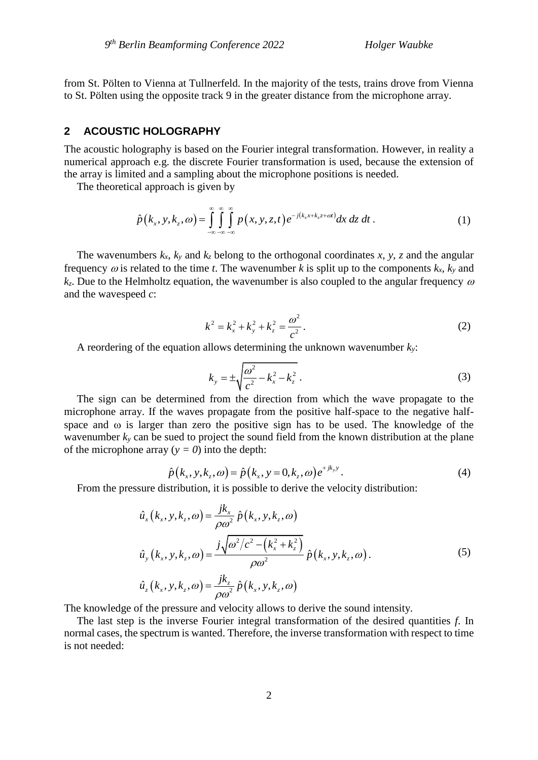from St. Pölten to Vienna at Tullnerfeld. In the majority of the tests, trains drove from Vienna to St. Pölten using the opposite track 9 in the greater distance from the microphone array.

## 2 ACOUSTIC HOLOGRAPHY

The acoustic holography is based on the Fourier integral transformation. However, in reality a numerical approach e.g. the discrete Fourier transformation is used, because the extension of the array is limited and a sampling about the microphone positions is needed.

The theoretical approach is given by

$$\hat{p}\left(k_x, y, k_z, \omega\right) = \int_{-\infty}^{\infty}\int_{-\infty}^{\infty}\int_{-\infty}^{\infty} p\left(x, y, z, t\right) e^{-j\left(k_x x + k_z z + \omega t\right)} dx\, dz\, dt\,. \tag{1}$$

The wavenumbers $k_x$, $k_y$ and $k_z$ belong to the orthogonal coordinates $x$, $y$, $z$ and the angular frequency $\omega$ is related to the time $t$. The wavenumber $k$ is split up to the components $k_x$, $k_y$ and $k_z$. Due to the Helmholtz equation, the wavenumber is also coupled to the angular frequency $\omega$ and the wavespeed $c$:

$$k^2 = k_x^2 + k_y^2 + k_z^2 = \frac{\omega^2}{c^2}\,. \tag{2}$$

A reordering of the equation allows determining the unknown wavenumber $k_y$:

$$k_y = \pm\sqrt{\frac{\omega^2}{c^2} - k_x^2 - k_z^2}\,. \tag{3}$$

The sign can be determined from the direction from which the wave propagate to the microphone array. If the waves propagate from the positive half-space to the negative half-space and $\omega$ is larger than zero the positive sign has to be used. The knowledge of the wavenumber $k_y$ can be sued to project the sound field from the known distribution at the plane of the microphone array ($y = 0$) into the depth:

$$\hat{p}\left(k_x, y, k_z, \omega\right) = \hat{p}\left(k_x, y = 0, k_z, \omega\right) e^{+jk_y y}\,. \tag{4}$$

From the pressure distribution, it is possible to derive the velocity distribution:

$$\begin{aligned}
\hat{u}_x\left(k_x, y, k_z, \omega\right) &= \frac{jk_x}{\rho\omega^2}\,\hat{p}\left(k_x, y, k_z, \omega\right) \\
\hat{u}_y\left(k_x, y, k_z, \omega\right) &= \frac{j\sqrt{\omega^2/c^2 - \left(k_x^2 + k_z^2\right)}}{\rho\omega^2}\,\hat{p}\left(k_x, y, k_z, \omega\right). \\
\hat{u}_z\left(k_x, y, k_z, \omega\right) &= \frac{jk_z}{\rho\omega^2}\,\hat{p}\left(k_x, y, k_z, \omega\right)
\end{aligned} \tag{5}$$

The knowledge of the pressure and velocity allows to derive the sound intensity.

The last step is the inverse Fourier integral transformation of the desired quantities $f$. In normal cases, the spectrum is wanted. Therefore, the inverse transformation with respect to time is not needed: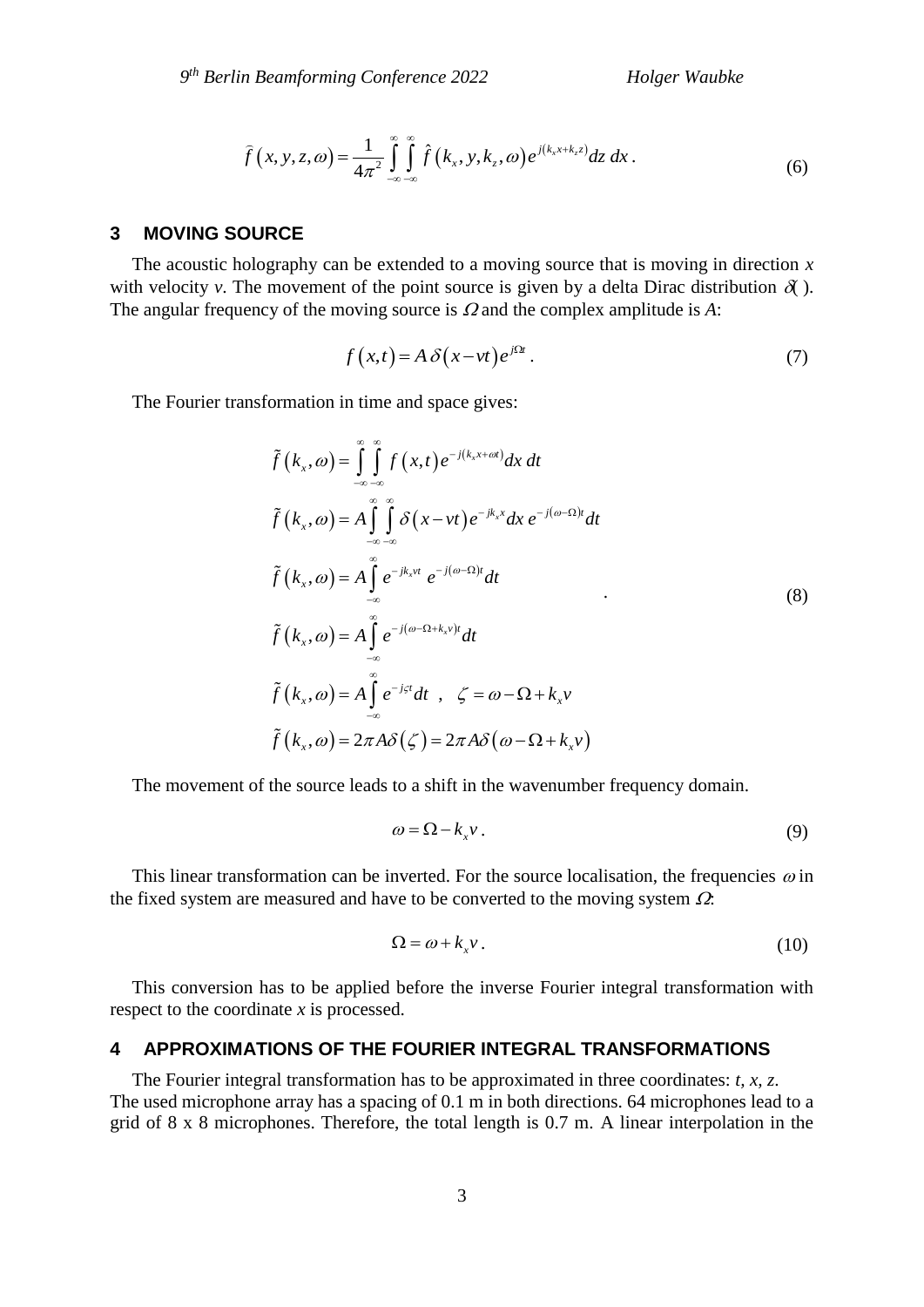$$\hat{f}\left(x,y,z,\omega\right)=\frac{1}{4\pi^2}\int_{-\infty}^{\infty}\int_{-\infty}^{\infty}\hat{f}\left(k_x,y,k_z,\omega\right)e^{j\left(k_x x+k_z z\right)}dz\,dx\,. \tag{6}$$

## 3 MOVING SOURCE

The acoustic holography can be extended to a moving source that is moving in direction $x$ with velocity $v$. The movement of the point source is given by a delta Dirac distribution $\delta(\,)$. The angular frequency of the moving source is $\Omega$ and the complex amplitude is $A$:

$$f\left(x,t\right)=A\,\delta\left(x-vt\right)e^{j\Omega t}\,. \tag{7}$$

The Fourier transformation in time and space gives:

$$\begin{aligned}
\tilde{f}\left(k_x,\omega\right)&=\int_{-\infty}^{\infty}\int_{-\infty}^{\infty}f\left(x,t\right)e^{-j\left(k_x x+\omega t\right)}dx\,dt\\
\tilde{f}\left(k_x,\omega\right)&=A\int_{-\infty}^{\infty}\int_{-\infty}^{\infty}\delta\left(x-vt\right)e^{-jk_x x}dx\,e^{-j\left(\omega-\Omega\right)t}dt\\
\tilde{f}\left(k_x,\omega\right)&=A\int_{-\infty}^{\infty}e^{-jk_x vt}\;e^{-j\left(\omega-\Omega\right)t}dt\\
\tilde{f}\left(k_x,\omega\right)&=A\int_{-\infty}^{\infty}e^{-j\left(\omega-\Omega+k_x v\right)t}dt\\
\tilde{f}\left(k_x,\omega\right)&=A\int_{-\infty}^{\infty}e^{-j\zeta t}dt\;\;,\;\;\;\zeta=\omega-\Omega+k_x v\\
\tilde{f}\left(k_x,\omega\right)&=2\pi A\delta\left(\zeta\right)=2\pi A\delta\left(\omega-\Omega+k_x v\right)
\end{aligned}\,. \tag{8}$$

The movement of the source leads to a shift in the wavenumber frequency domain.

$$\omega=\Omega-k_x v\,. \tag{9}$$

This linear transformation can be inverted. For the source localisation, the frequencies $\omega$ in the fixed system are measured and have to be converted to the moving system $\Omega$:

$$\Omega=\omega+k_x v\,. \tag{10}$$

This conversion has to be applied before the inverse Fourier integral transformation with respect to the coordinate $x$ is processed.

## 4 APPROXIMATIONS OF THE FOURIER INTEGRAL TRANSFORMATIONS

The Fourier integral transformation has to be approximated in three coordinates: $t$, $x$, $z$. The used microphone array has a spacing of 0.1 m in both directions. 64 microphones lead to a grid of 8 x 8 microphones. Therefore, the total length is 0.7 m. A linear interpolation in the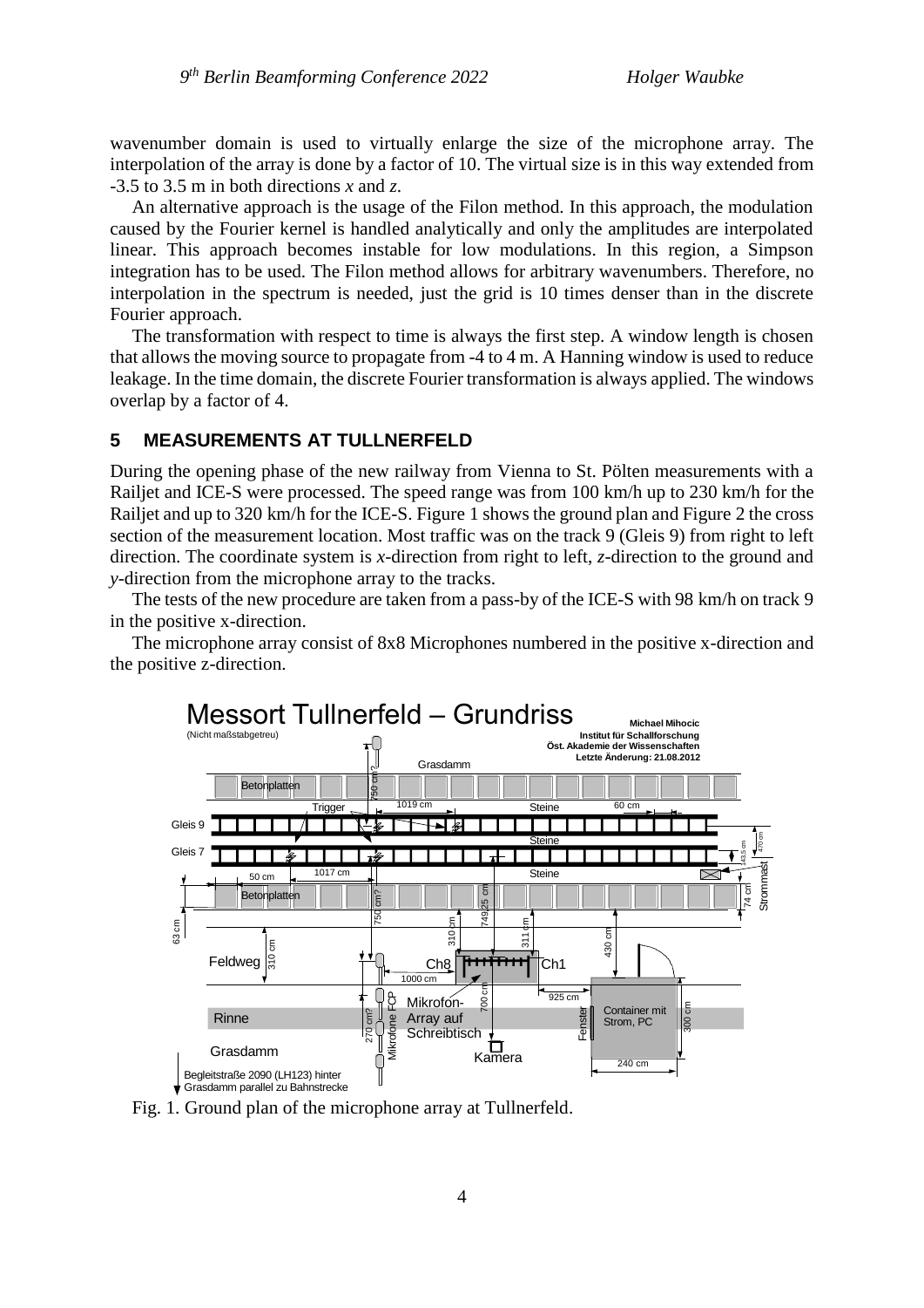wavenumber domain is used to virtually enlarge the size of the microphone array. The interpolation of the array is done by a factor of 10. The virtual size is in this way extended from -3.5 to 3.5 m in both directions *x* and *z*.

An alternative approach is the usage of the Filon method. In this approach, the modulation caused by the Fourier kernel is handled analytically and only the amplitudes are interpolated linear. This approach becomes instable for low modulations. In this region, a Simpson integration has to be used. The Filon method allows for arbitrary wavenumbers. Therefore, no interpolation in the spectrum is needed, just the grid is 10 times denser than in the discrete Fourier approach.

The transformation with respect to time is always the first step. A window length is chosen that allows the moving source to propagate from -4 to 4 m. A Hanning window is used to reduce leakage. In the time domain, the discrete Fourier transformation is always applied. The windows overlap by a factor of 4.

## 5 MEASUREMENTS AT TULLNERFELD

During the opening phase of the new railway from Vienna to St. Pölten measurements with a Railjet and ICE-S were processed. The speed range was from 100 km/h up to 230 km/h for the Railjet and up to 320 km/h for the ICE-S. Figure 1 shows the ground plan and Figure 2 the cross section of the measurement location. Most traffic was on the track 9 (Gleis 9) from right to left direction. The coordinate system is *x*-direction from right to left, *z*-direction to the ground and *y*-direction from the microphone array to the tracks.

The tests of the new procedure are taken from a pass-by of the ICE-S with 98 km/h on track 9 in the positive x-direction.

The microphone array consist of 8x8 Microphones numbered in the positive x-direction and the positive z-direction.

Fig. 1. Ground plan of the microphone array at Tullnerfeld.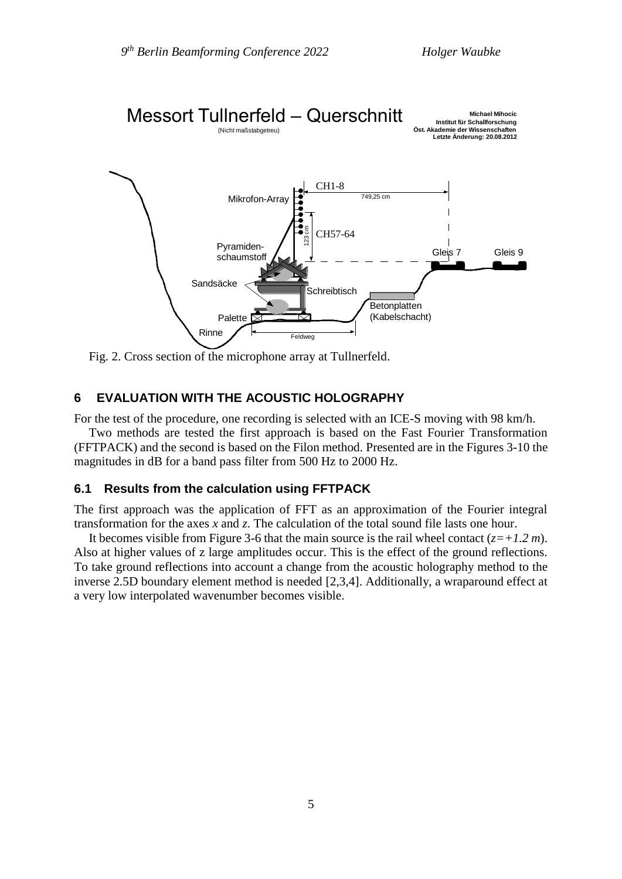Fig. 2. Cross section of the microphone array at Tullnerfeld.

## 6 EVALUATION WITH THE ACOUSTIC HOLOGRAPHY

For the test of the procedure, one recording is selected with an ICE-S moving with 98 km/h.

Two methods are tested the first approach is based on the Fast Fourier Transformation (FFTPACK) and the second is based on the Filon method. Presented are in the Figures 3-10 the magnitudes in dB for a band pass filter from 500 Hz to 2000 Hz.

### 6.1 Results from the calculation using FFTPACK

The first approach was the application of FFT as an approximation of the Fourier integral transformation for the axes $x$ and $z$. The calculation of the total sound file lasts one hour.

It becomes visible from Figure 3-6 that the main source is the rail wheel contact ($z=+1.2$ $m$). Also at higher values of z large amplitudes occur. This is the effect of the ground reflections. To take ground reflections into account a change from the acoustic holography method to the inverse 2.5D boundary element method is needed [2,3,4]. Additionally, a wraparound effect at a very low interpolated wavenumber becomes visible.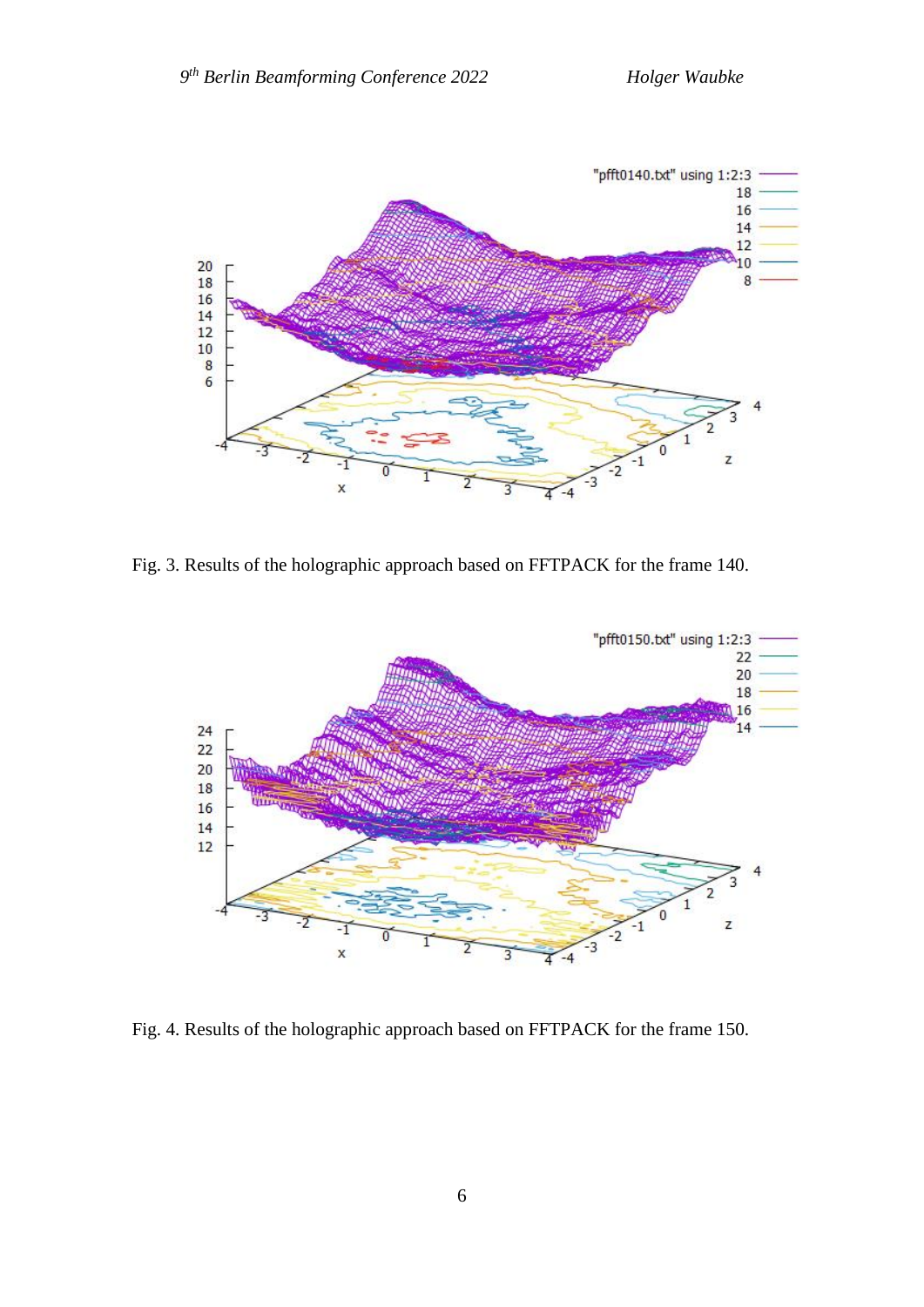Fig. 3. Results of the holographic approach based on FFTPACK for the frame 140.

Fig. 4. Results of the holographic approach based on FFTPACK for the frame 150.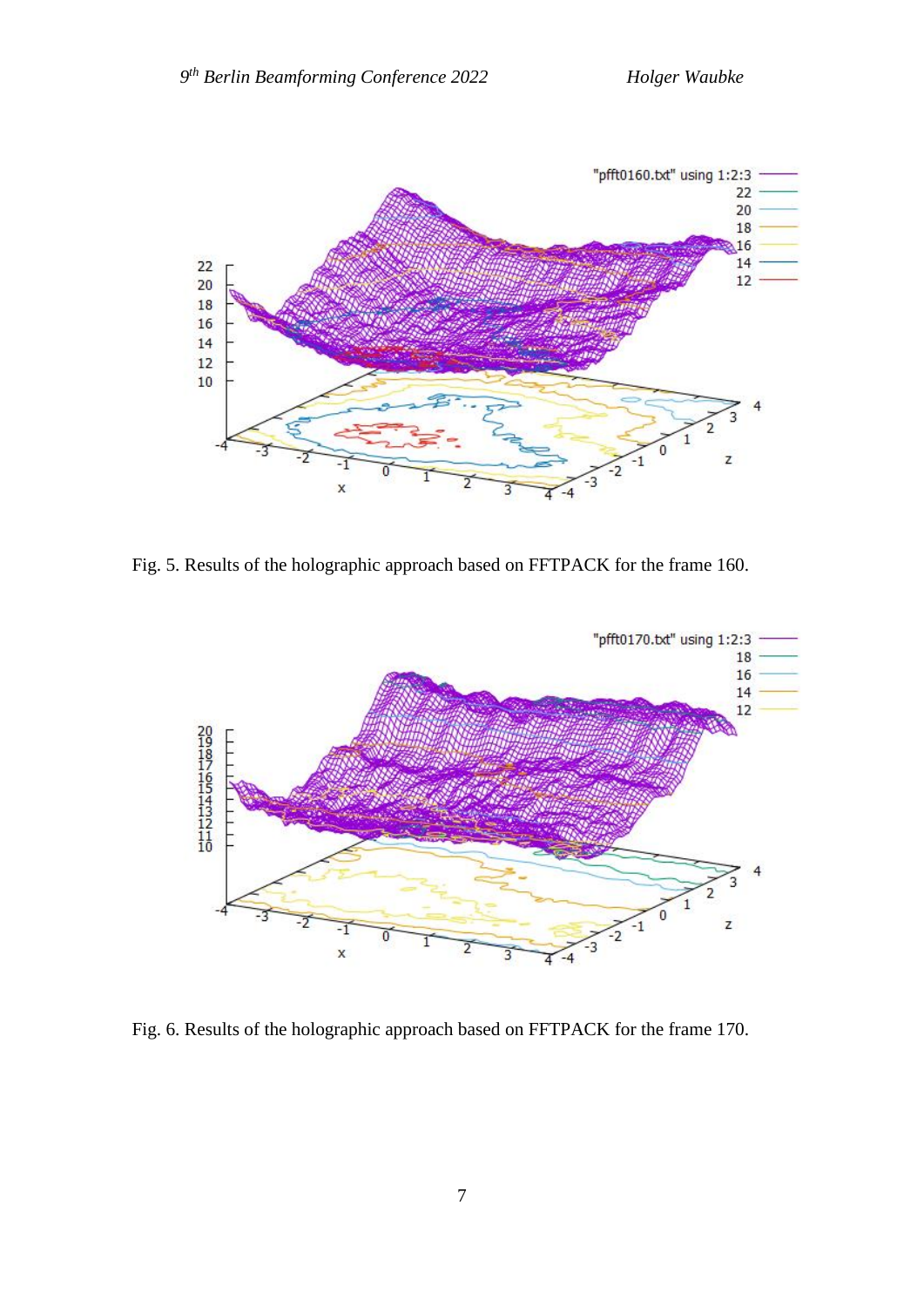Fig. 5. Results of the holographic approach based on FFTPACK for the frame 160.

Fig. 6. Results of the holographic approach based on FFTPACK for the frame 170.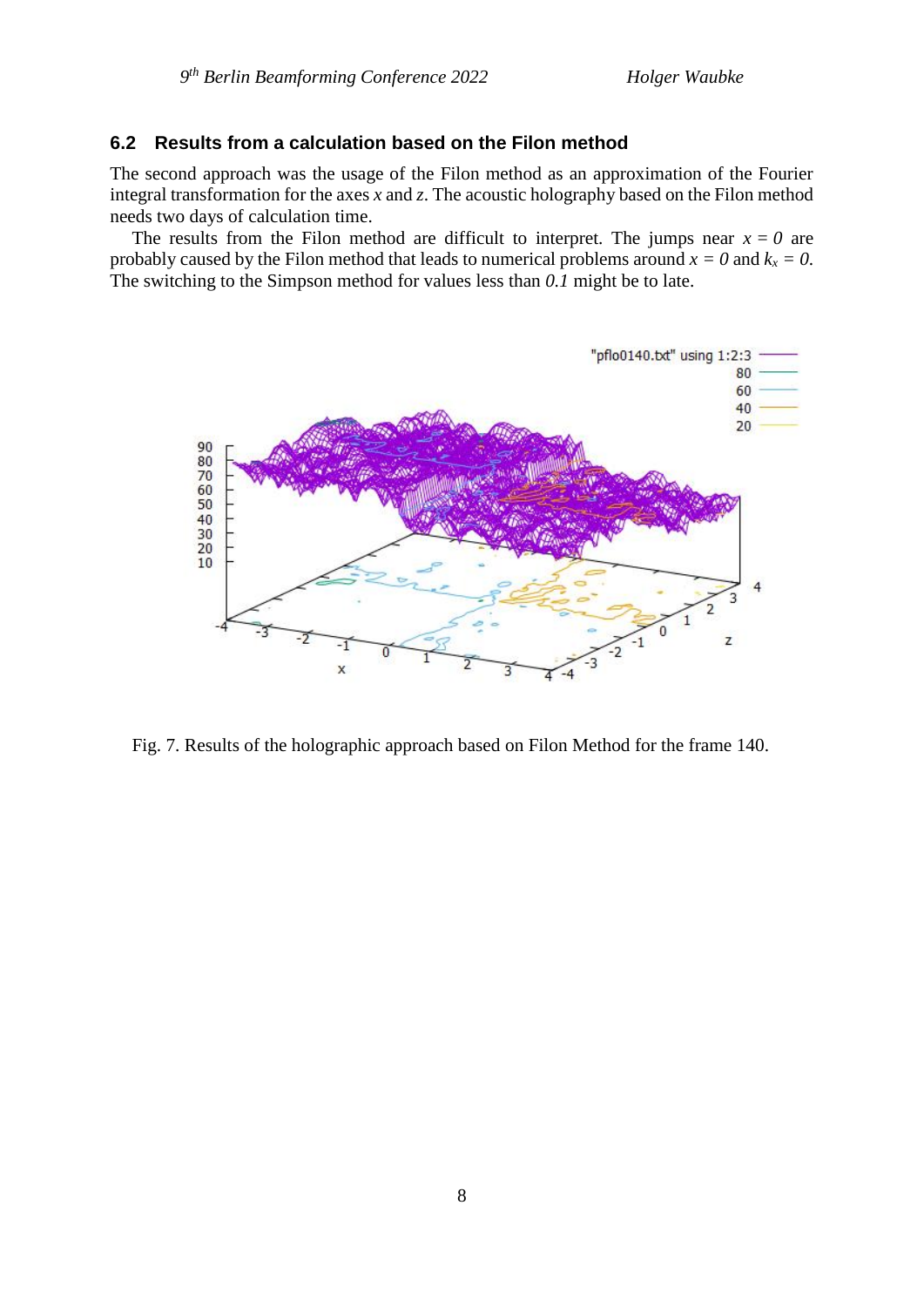### 6.2 Results from a calculation based on the Filon method

The second approach was the usage of the Filon method as an approximation of the Fourier integral transformation for the axes $x$ and $z$. The acoustic holography based on the Filon method needs two days of calculation time.

The results from the Filon method are difficult to interpret. The jumps near $x = 0$ are probably caused by the Filon method that leads to numerical problems around $x = 0$ and $k_x = 0$. The switching to the Simpson method for values less than $0.1$ might be to late.

Fig. 7. Results of the holographic approach based on Filon Method for the frame 140.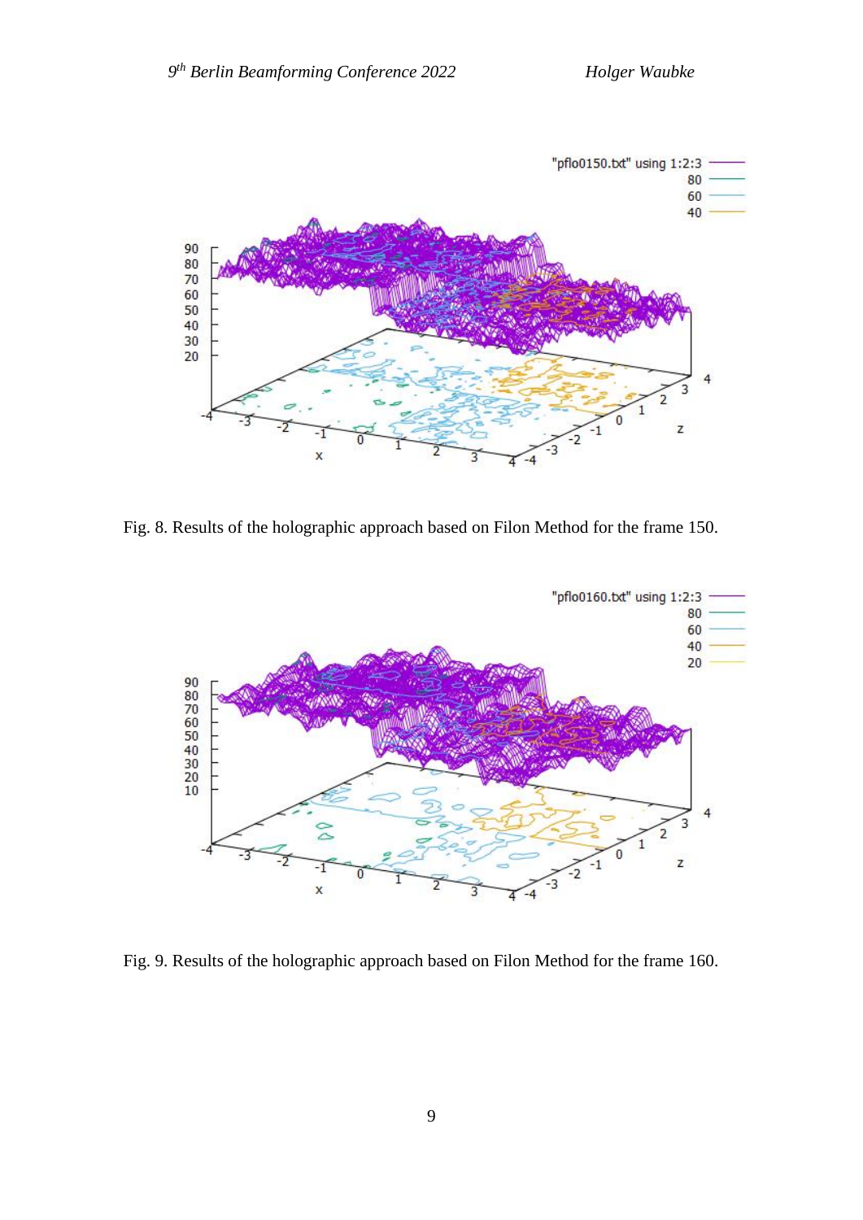Fig. 8. Results of the holographic approach based on Filon Method for the frame 150.

Fig. 9. Results of the holographic approach based on Filon Method for the frame 160.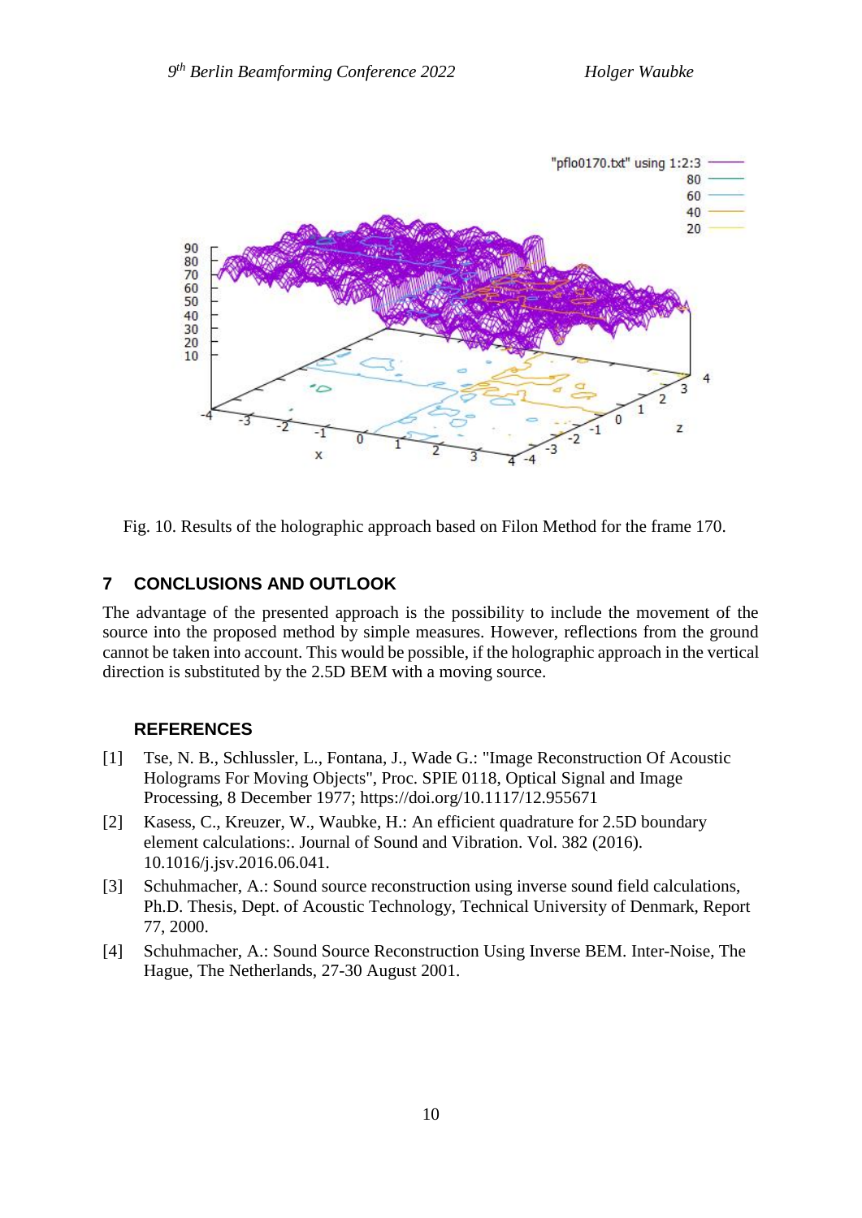"pflo0170.txt" using 1:2:3
80
60
40
20

90
80
70
60
50
40
30
20
10

-4 -3 -2 -1 0 1 2 3 4
x

-4 -3 -2 -1 0 1 2 3 4
z

Fig. 10. Results of the holographic approach based on Filon Method for the frame 170.

## 7 CONCLUSIONS AND OUTLOOK

The advantage of the presented approach is the possibility to include the movement of the source into the proposed method by simple measures. However, reflections from the ground cannot be taken into account. This would be possible, if the holographic approach in the vertical direction is substituted by the 2.5D BEM with a moving source.

## REFERENCES

[1] Tse, N. B., Schlussler, L., Fontana, J., Wade G.: "Image Reconstruction Of Acoustic Holograms For Moving Objects", Proc. SPIE 0118, Optical Signal and Image Processing, 8 December 1977; https://doi.org/10.1117/12.955671

[2] Kasess, C., Kreuzer, W., Waubke, H.: An efficient quadrature for 2.5D boundary element calculations:. Journal of Sound and Vibration. Vol. 382 (2016). 10.1016/j.jsv.2016.06.041.

[3] Schuhmacher, A.: Sound source reconstruction using inverse sound field calculations, Ph.D. Thesis, Dept. of Acoustic Technology, Technical University of Denmark, Report 77, 2000.

[4] Schuhmacher, A.: Sound Source Reconstruction Using Inverse BEM. Inter-Noise, The Hague, The Netherlands, 27-30 August 2001.